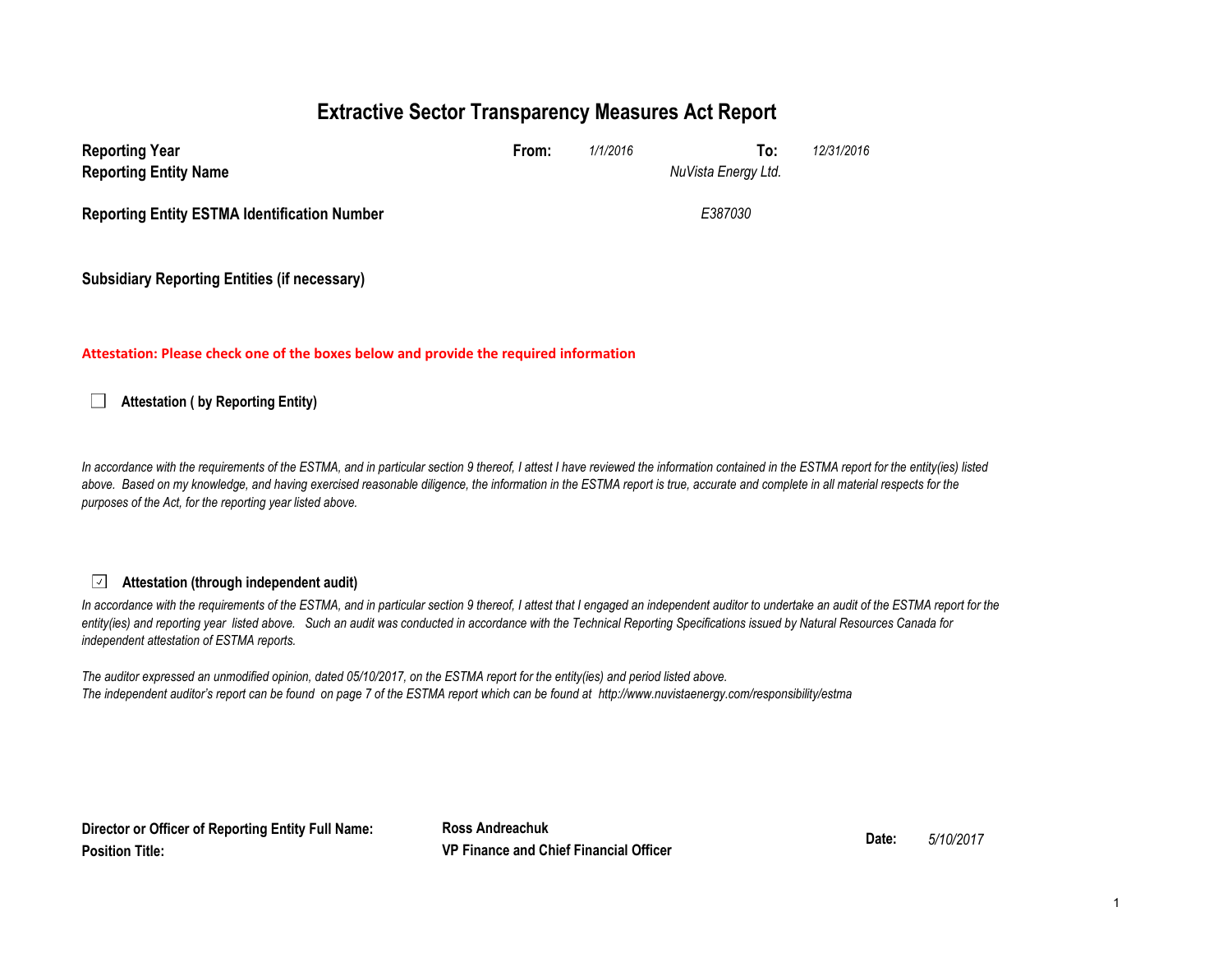# Extractive Sector Transparency Measures Act Report

| | | | | |
|---|---|---|---|---|
| **Reporting Year** | **From:** | *1/1/2016* | **To:** | *12/31/2016* |
| **Reporting Entity Name** | | | *NuVista Energy Ltd.* | |
| **Reporting Entity ESTMA Identification Number** | | | *E387030* | |

**Subsidiary Reporting Entities (if necessary)**

**Attestation: Please check one of the boxes below and provide the required information**

☐ **Attestation ( by Reporting Entity)**

*In accordance with the requirements of the ESTMA, and in particular section 9 thereof, I attest I have reviewed the information contained in the ESTMA report for the entity(ies) listed above. Based on my knowledge, and having exercised reasonable diligence, the information in the ESTMA report is true, accurate and complete in all material respects for the purposes of the Act, for the reporting year listed above.*

☑ **Attestation (through independent audit)**

*In accordance with the requirements of the ESTMA, and in particular section 9 thereof, I attest that I engaged an independent auditor to undertake an audit of the ESTMA report for the entity(ies) and reporting year listed above. Such an audit was conducted in accordance with the Technical Reporting Specifications issued by Natural Resources Canada for independent attestation of ESTMA reports.*

*The auditor expressed an unmodified opinion, dated 05/10/2017, on the ESTMA report for the entity(ies) and period listed above.*
*The independent auditor's report can be found on page 7 of the ESTMA report which can be found at http://www.nuvistaenergy.com/responsibility/estma*

| | | | |
|---|---|---|---|
| **Director or Officer of Reporting Entity Full Name:** | **Ross Andreachuk** | **Date:** | *5/10/2017* |
| **Position Title:** | **VP Finance and Chief Financial Officer** | | |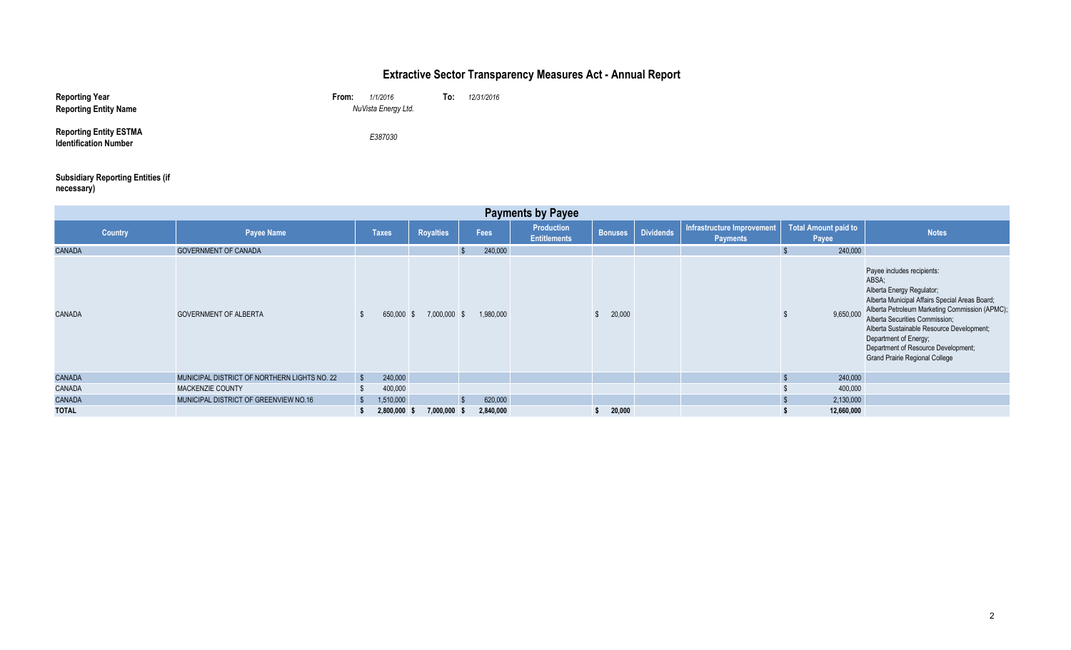# Extractive Sector Transparency Measures Act - Annual Report

**Reporting Year** **From:** *1/1/2016* **To:** *12/31/2016*

**Reporting Entity Name** *NuVista Energy Ltd.*

**Reporting Entity ESTMA Identification Number** *E387030*

**Subsidiary Reporting Entities (if necessary)**

| Payments by Payee | | | | | | | | | | |
|---|---|---|---|---|---|---|---|---|---|---|
| Country | Payee Name | Taxes | Royalties | Fees | Production Entitlements | Bonuses | Dividends | Infrastructure Improvement Payments | Total Amount paid to Payee | Notes |
| CANADA | GOVERNMENT OF CANADA | | | $ 240,000 | | | | | $ 240,000 | |
| CANADA | GOVERNMENT OF ALBERTA | $ 650,000 | $ 7,000,000 | $ 1,980,000 | | $ 20,000 | | | $ 9,650,000 | Payee includes recipients: ABSA; Alberta Energy Regulator; Alberta Municipal Affairs Special Areas Board; Alberta Petroleum Marketing Commission (APMC); Alberta Securities Commission; Alberta Sustainable Resource Development; Department of Energy; Department of Resource Development; Grand Prairie Regional College |
| CANADA | MUNICIPAL DISTRICT OF NORTHERN LIGHTS NO. 22 | $ 240,000 | | | | | | | $ 240,000 | |
| CANADA | MACKENZIE COUNTY | $ 400,000 | | | | | | | $ 400,000 | |
| CANADA | MUNICIPAL DISTRICT OF GREENVIEW NO.16 | $ 1,510,000 | | $ 620,000 | | | | | $ 2,130,000 | |
| **TOTAL** | | **$ 2,800,000** | **$ 7,000,000** | **$ 2,840,000** | | **$ 20,000** | | | **$ 12,660,000** | |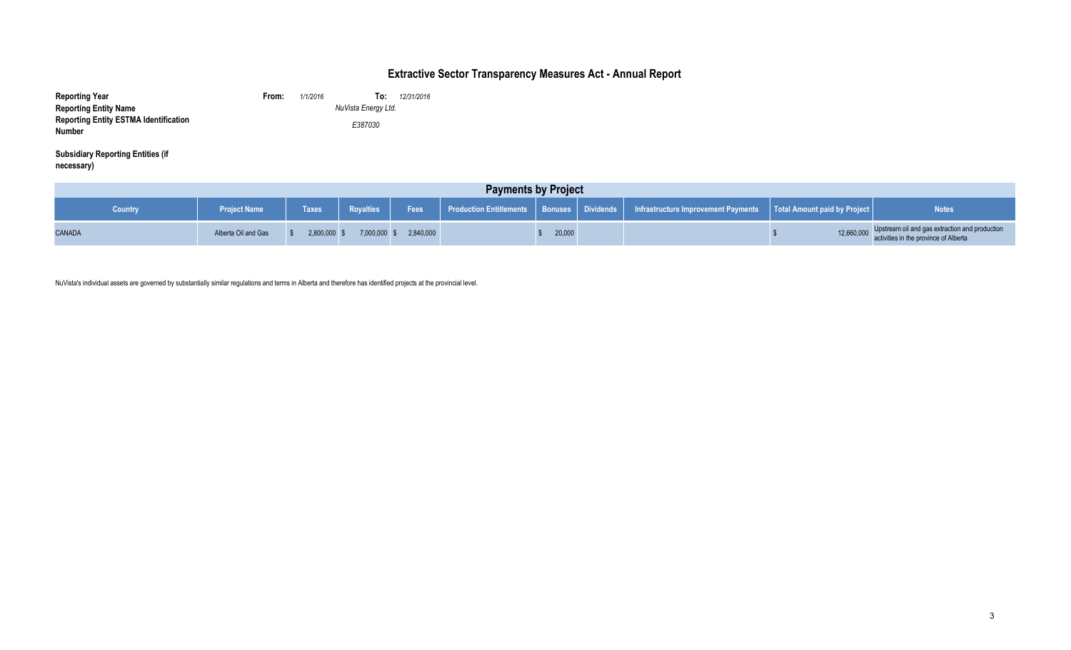# Extractive Sector Transparency Measures Act - Annual Report

**Reporting Year** **From:** *1/1/2016* **To:** *12/31/2016*

**Reporting Entity Name** *NuVista Energy Ltd.*

**Reporting Entity ESTMA Identification Number** *E387030*

**Subsidiary Reporting Entities (if necessary)**

## Payments by Project

| Country | Project Name | Taxes | Royalties | Fees | Production Entitlements | Bonuses | Dividends | Infrastructure Improvement Payments | Total Amount paid by Project | Notes |
|---|---|---|---|---|---|---|---|---|---|---|
| CANADA | Alberta Oil and Gas | $ 2,800,000 | $ 7,000,000 | $ 2,840,000 | | $ 20,000 | | | $ 12,660,000 | Upstream oil and gas extraction and production activities in the province of Alberta |

NuVista's individual assets are governed by substantially similar regulations and terms in Alberta and therefore has identified projects at the provincial level.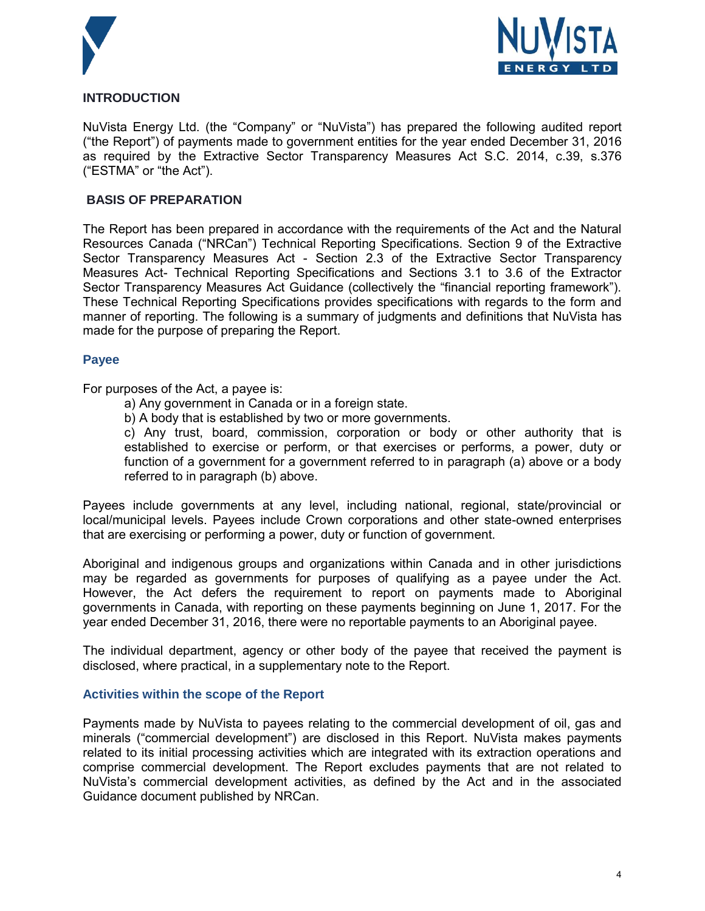## INTRODUCTION

NuVista Energy Ltd. (the "Company" or "NuVista") has prepared the following audited report ("the Report") of payments made to government entities for the year ended December 31, 2016 as required by the Extractive Sector Transparency Measures Act S.C. 2014, c.39, s.376 ("ESTMA" or "the Act").

## BASIS OF PREPARATION

The Report has been prepared in accordance with the requirements of the Act and the Natural Resources Canada ("NRCan") Technical Reporting Specifications. Section 9 of the Extractive Sector Transparency Measures Act - Section 2.3 of the Extractive Sector Transparency Measures Act- Technical Reporting Specifications and Sections 3.1 to 3.6 of the Extractor Sector Transparency Measures Act Guidance (collectively the "financial reporting framework"). These Technical Reporting Specifications provides specifications with regards to the form and manner of reporting. The following is a summary of judgments and definitions that NuVista has made for the purpose of preparing the Report.

### Payee

For purposes of the Act, a payee is:

a) Any government in Canada or in a foreign state.

b) A body that is established by two or more governments.

c) Any trust, board, commission, corporation or body or other authority that is established to exercise or perform, or that exercises or performs, a power, duty or function of a government for a government referred to in paragraph (a) above or a body referred to in paragraph (b) above.

Payees include governments at any level, including national, regional, state/provincial or local/municipal levels. Payees include Crown corporations and other state-owned enterprises that are exercising or performing a power, duty or function of government.

Aboriginal and indigenous groups and organizations within Canada and in other jurisdictions may be regarded as governments for purposes of qualifying as a payee under the Act. However, the Act defers the requirement to report on payments made to Aboriginal governments in Canada, with reporting on these payments beginning on June 1, 2017. For the year ended December 31, 2016, there were no reportable payments to an Aboriginal payee.

The individual department, agency or other body of the payee that received the payment is disclosed, where practical, in a supplementary note to the Report.

### Activities within the scope of the Report

Payments made by NuVista to payees relating to the commercial development of oil, gas and minerals ("commercial development") are disclosed in this Report. NuVista makes payments related to its initial processing activities which are integrated with its extraction operations and comprise commercial development. The Report excludes payments that are not related to NuVista's commercial development activities, as defined by the Act and in the associated Guidance document published by NRCan.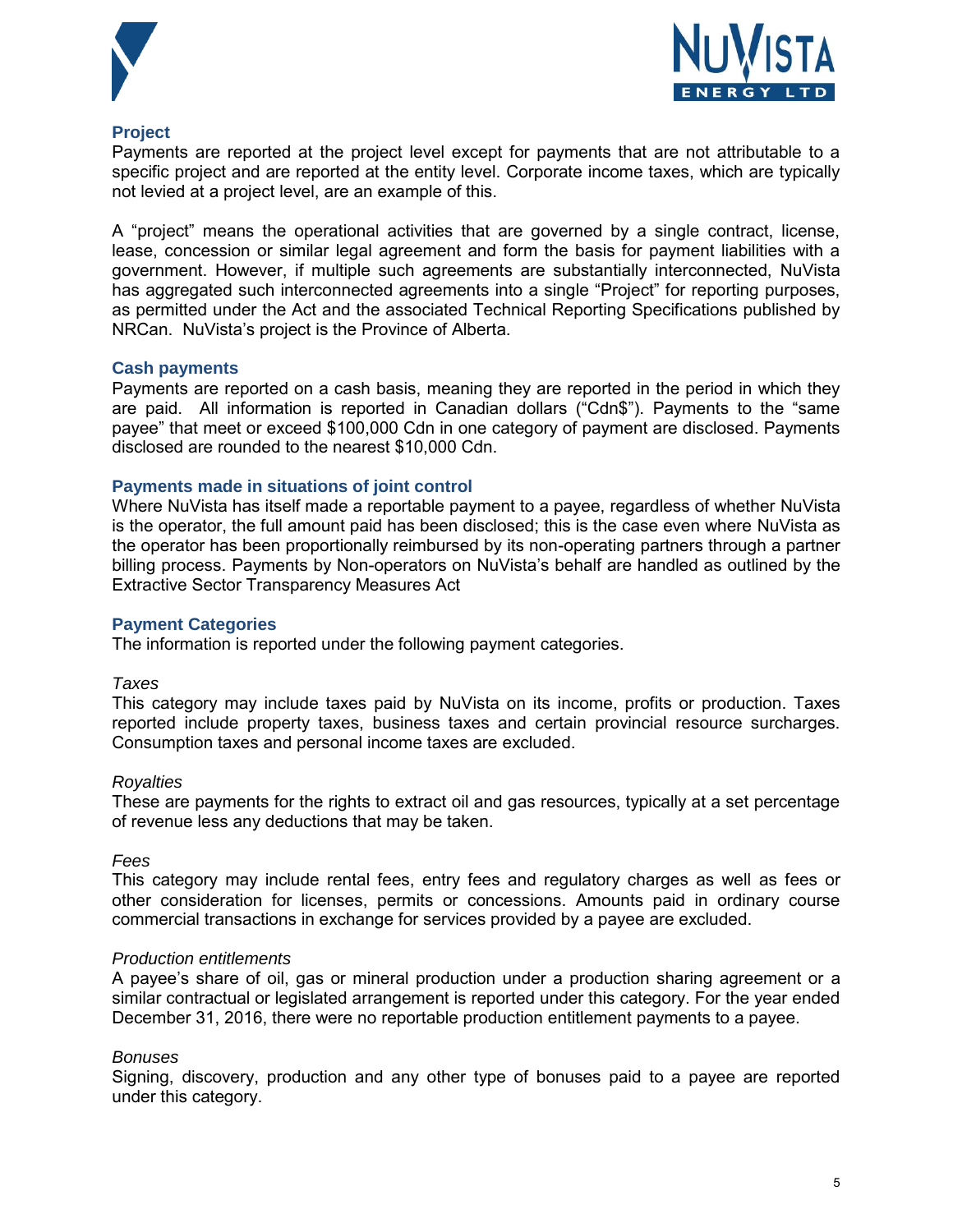## Project

Payments are reported at the project level except for payments that are not attributable to a specific project and are reported at the entity level. Corporate income taxes, which are typically not levied at a project level, are an example of this.

A "project" means the operational activities that are governed by a single contract, license, lease, concession or similar legal agreement and form the basis for payment liabilities with a government. However, if multiple such agreements are substantially interconnected, NuVista has aggregated such interconnected agreements into a single "Project" for reporting purposes, as permitted under the Act and the associated Technical Reporting Specifications published by NRCan. NuVista's project is the Province of Alberta.

## Cash payments

Payments are reported on a cash basis, meaning they are reported in the period in which they are paid. All information is reported in Canadian dollars ("Cdn$"). Payments to the "same payee" that meet or exceed $100,000 Cdn in one category of payment are disclosed. Payments disclosed are rounded to the nearest $10,000 Cdn.

## Payments made in situations of joint control

Where NuVista has itself made a reportable payment to a payee, regardless of whether NuVista is the operator, the full amount paid has been disclosed; this is the case even where NuVista as the operator has been proportionally reimbursed by its non-operating partners through a partner billing process. Payments by Non-operators on NuVista's behalf are handled as outlined by the Extractive Sector Transparency Measures Act

## Payment Categories

The information is reported under the following payment categories.

*Taxes*

This category may include taxes paid by NuVista on its income, profits or production. Taxes reported include property taxes, business taxes and certain provincial resource surcharges. Consumption taxes and personal income taxes are excluded.

*Royalties*

These are payments for the rights to extract oil and gas resources, typically at a set percentage of revenue less any deductions that may be taken.

*Fees*

This category may include rental fees, entry fees and regulatory charges as well as fees or other consideration for licenses, permits or concessions. Amounts paid in ordinary course commercial transactions in exchange for services provided by a payee are excluded.

*Production entitlements*

A payee's share of oil, gas or mineral production under a production sharing agreement or a similar contractual or legislated arrangement is reported under this category. For the year ended December 31, 2016, there were no reportable production entitlement payments to a payee.

*Bonuses*

Signing, discovery, production and any other type of bonuses paid to a payee are reported under this category.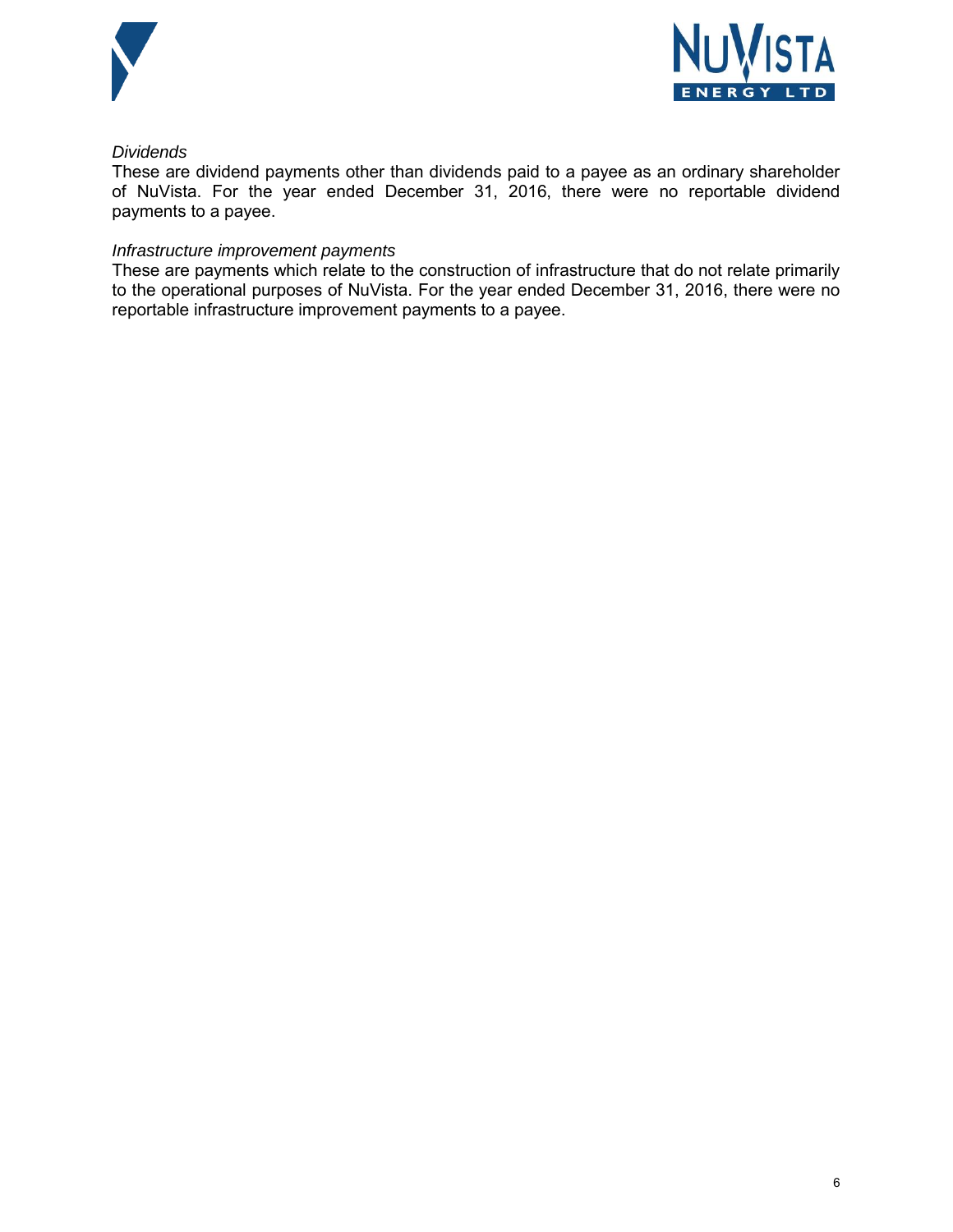*Dividends*

These are dividend payments other than dividends paid to a payee as an ordinary shareholder of NuVista. For the year ended December 31, 2016, there were no reportable dividend payments to a payee.

*Infrastructure improvement payments*

These are payments which relate to the construction of infrastructure that do not relate primarily to the operational purposes of NuVista. For the year ended December 31, 2016, there were no reportable infrastructure improvement payments to a payee.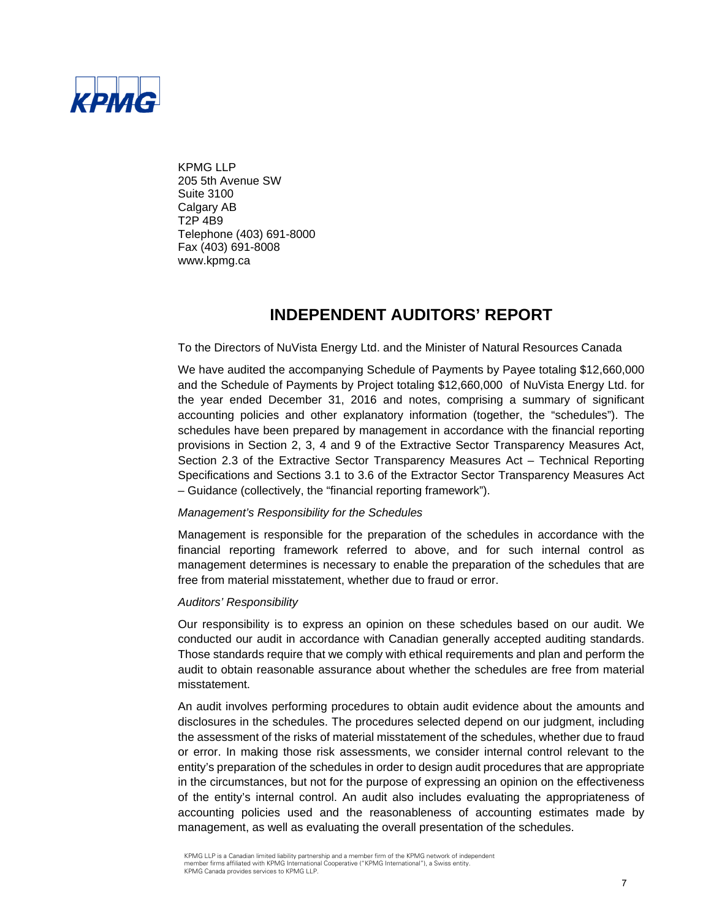KPMG LLP
205 5th Avenue SW
Suite 3100
Calgary AB
T2P 4B9
Telephone (403) 691-8000
Fax (403) 691-8008
www.kpmg.ca

# INDEPENDENT AUDITORS' REPORT

To the Directors of NuVista Energy Ltd. and the Minister of Natural Resources Canada

We have audited the accompanying Schedule of Payments by Payee totaling $12,660,000 and the Schedule of Payments by Project totaling $12,660,000 of NuVista Energy Ltd. for the year ended December 31, 2016 and notes, comprising a summary of significant accounting policies and other explanatory information (together, the "schedules"). The schedules have been prepared by management in accordance with the financial reporting provisions in Section 2, 3, 4 and 9 of the Extractive Sector Transparency Measures Act, Section 2.3 of the Extractive Sector Transparency Measures Act – Technical Reporting Specifications and Sections 3.1 to 3.6 of the Extractor Sector Transparency Measures Act – Guidance (collectively, the "financial reporting framework").

*Management's Responsibility for the Schedules*

Management is responsible for the preparation of the schedules in accordance with the financial reporting framework referred to above, and for such internal control as management determines is necessary to enable the preparation of the schedules that are free from material misstatement, whether due to fraud or error.

*Auditors' Responsibility*

Our responsibility is to express an opinion on these schedules based on our audit. We conducted our audit in accordance with Canadian generally accepted auditing standards. Those standards require that we comply with ethical requirements and plan and perform the audit to obtain reasonable assurance about whether the schedules are free from material misstatement.

An audit involves performing procedures to obtain audit evidence about the amounts and disclosures in the schedules. The procedures selected depend on our judgment, including the assessment of the risks of material misstatement of the schedules, whether due to fraud or error. In making those risk assessments, we consider internal control relevant to the entity's preparation of the schedules in order to design audit procedures that are appropriate in the circumstances, but not for the purpose of expressing an opinion on the effectiveness of the entity's internal control. An audit also includes evaluating the appropriateness of accounting policies used and the reasonableness of accounting estimates made by management, as well as evaluating the overall presentation of the schedules.

KPMG LLP is a Canadian limited liability partnership and a member firm of the KPMG network of independent member firms affiliated with KPMG International Cooperative ("KPMG International"), a Swiss entity. KPMG Canada provides services to KPMG LLP.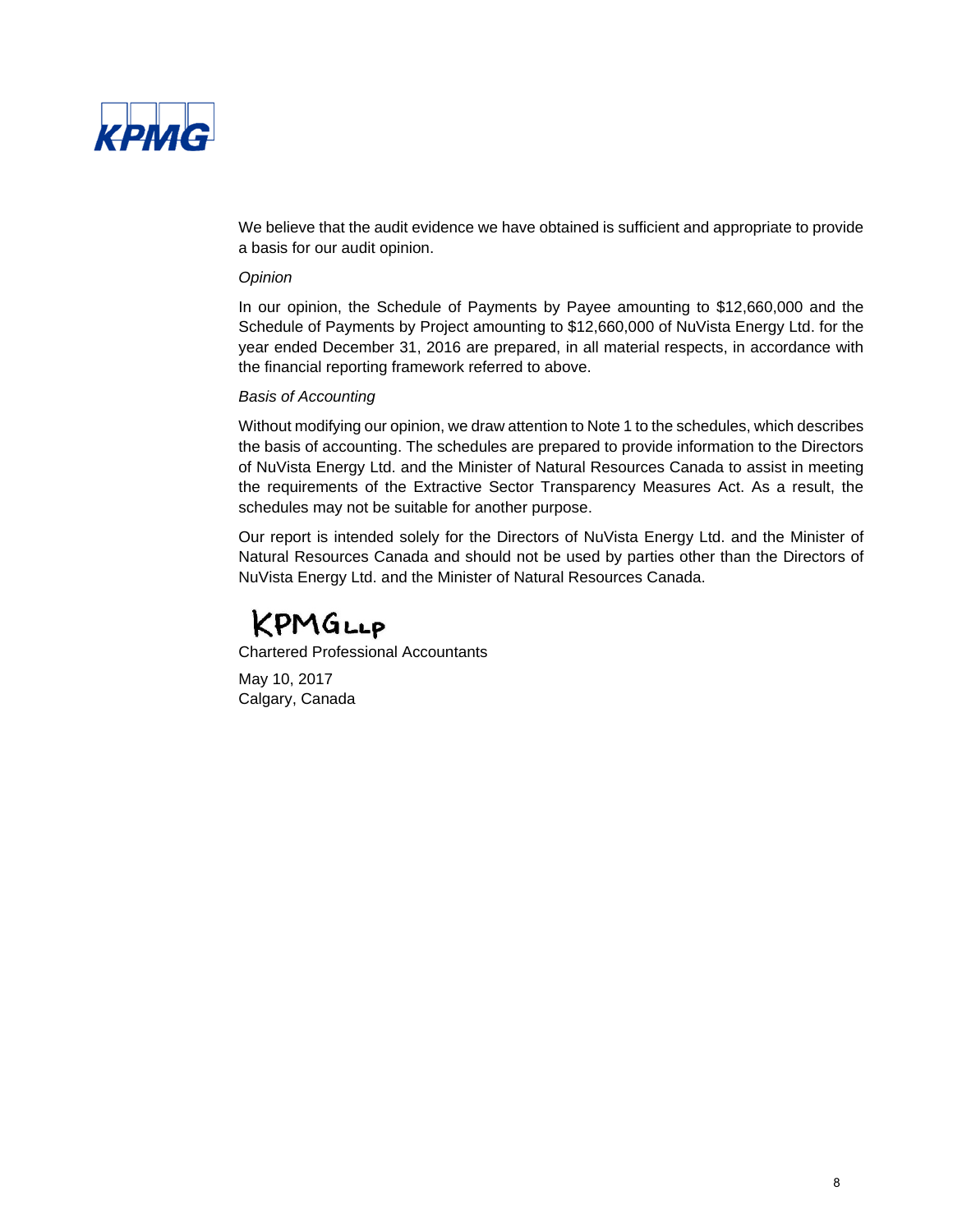We believe that the audit evidence we have obtained is sufficient and appropriate to provide a basis for our audit opinion.

*Opinion*

In our opinion, the Schedule of Payments by Payee amounting to $12,660,000 and the Schedule of Payments by Project amounting to $12,660,000 of NuVista Energy Ltd. for the year ended December 31, 2016 are prepared, in all material respects, in accordance with the financial reporting framework referred to above.

*Basis of Accounting*

Without modifying our opinion, we draw attention to Note 1 to the schedules, which describes the basis of accounting. The schedules are prepared to provide information to the Directors of NuVista Energy Ltd. and the Minister of Natural Resources Canada to assist in meeting the requirements of the Extractive Sector Transparency Measures Act. As a result, the schedules may not be suitable for another purpose.

Our report is intended solely for the Directors of NuVista Energy Ltd. and the Minister of Natural Resources Canada and should not be used by parties other than the Directors of NuVista Energy Ltd. and the Minister of Natural Resources Canada.

KPMG LLP

Chartered Professional Accountants

May 10, 2017
Calgary, Canada